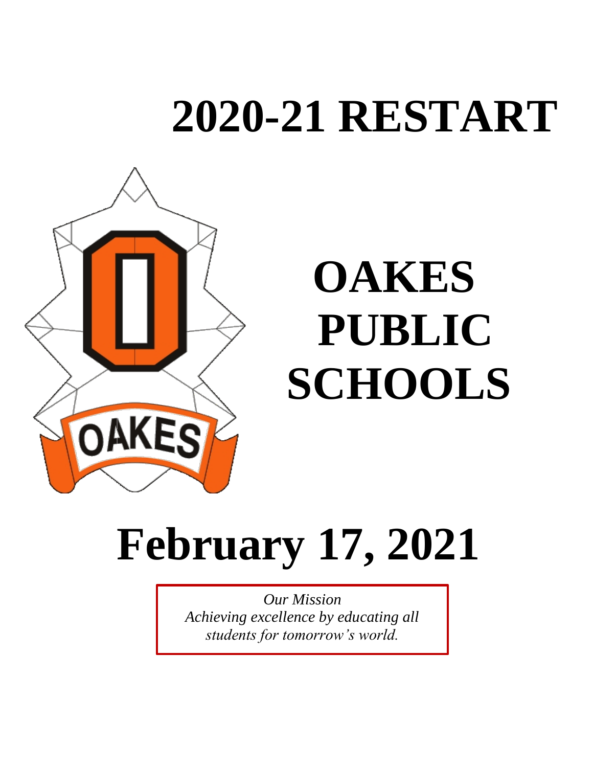# 2020-21 RESTART

# OAKES PUBLIC SCHOOLS

# February 17, 2021

*Our Mission*
*Achieving excellence by educating all students for tomorrow's world.*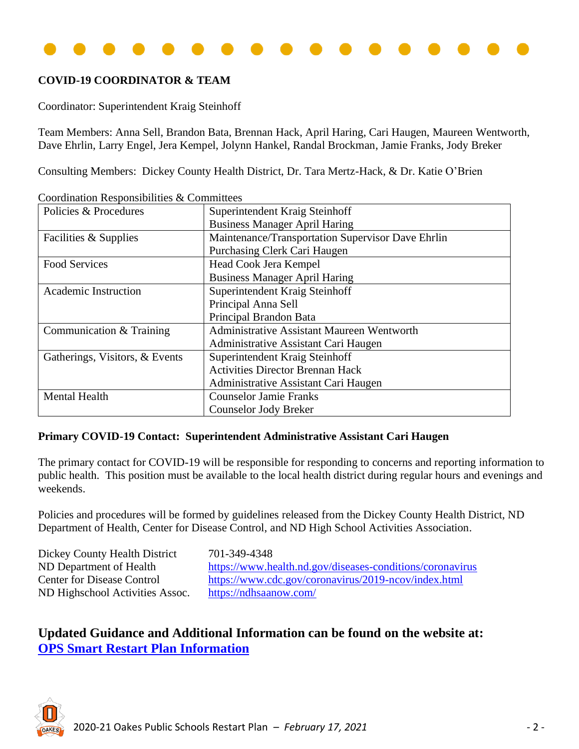## COVID-19 COORDINATOR & TEAM

Coordinator: Superintendent Kraig Steinhoff

Team Members: Anna Sell, Brandon Bata, Brennan Hack, April Haring, Cari Haugen, Maureen Wentworth, Dave Ehrlin, Larry Engel, Jera Kempel, Jolynn Hankel, Randal Brockman, Jamie Franks, Jody Breker

Consulting Members: Dickey County Health District, Dr. Tara Mertz-Hack, & Dr. Katie O'Brien

Coordination Responsibilities & Committees

| Committee | Members |
|---|---|
| Policies & Procedures | Superintendent Kraig Steinhoff<br>Business Manager April Haring |
| Facilities & Supplies | Maintenance/Transportation Supervisor Dave Ehrlin<br>Purchasing Clerk Cari Haugen |
| Food Services | Head Cook Jera Kempel<br>Business Manager April Haring |
| Academic Instruction | Superintendent Kraig Steinhoff<br>Principal Anna Sell<br>Principal Brandon Bata |
| Communication & Training | Administrative Assistant Maureen Wentworth<br>Administrative Assistant Cari Haugen |
| Gatherings, Visitors, & Events | Superintendent Kraig Steinhoff<br>Activities Director Brennan Hack<br>Administrative Assistant Cari Haugen |
| Mental Health | Counselor Jamie Franks<br>Counselor Jody Breker |

**Primary COVID-19 Contact: Superintendent Administrative Assistant Cari Haugen**

The primary contact for COVID-19 will be responsible for responding to concerns and reporting information to public health. This position must be available to the local health district during regular hours and evenings and weekends.

Policies and procedures will be formed by guidelines released from the Dickey County Health District, ND Department of Health, Center for Disease Control, and ND High School Activities Association.

| | |
|---|---|
| Dickey County Health District | 701-349-4348 |
| ND Department of Health | https://www.health.nd.gov/diseases-conditions/coronavirus |
| Center for Disease Control | https://www.cdc.gov/coronavirus/2019-ncov/index.html |
| ND Highschool Activities Assoc. | https://ndhsaanow.com/ |

## Updated Guidance and Additional Information can be found on the website at: [OPS Smart Restart Plan Information]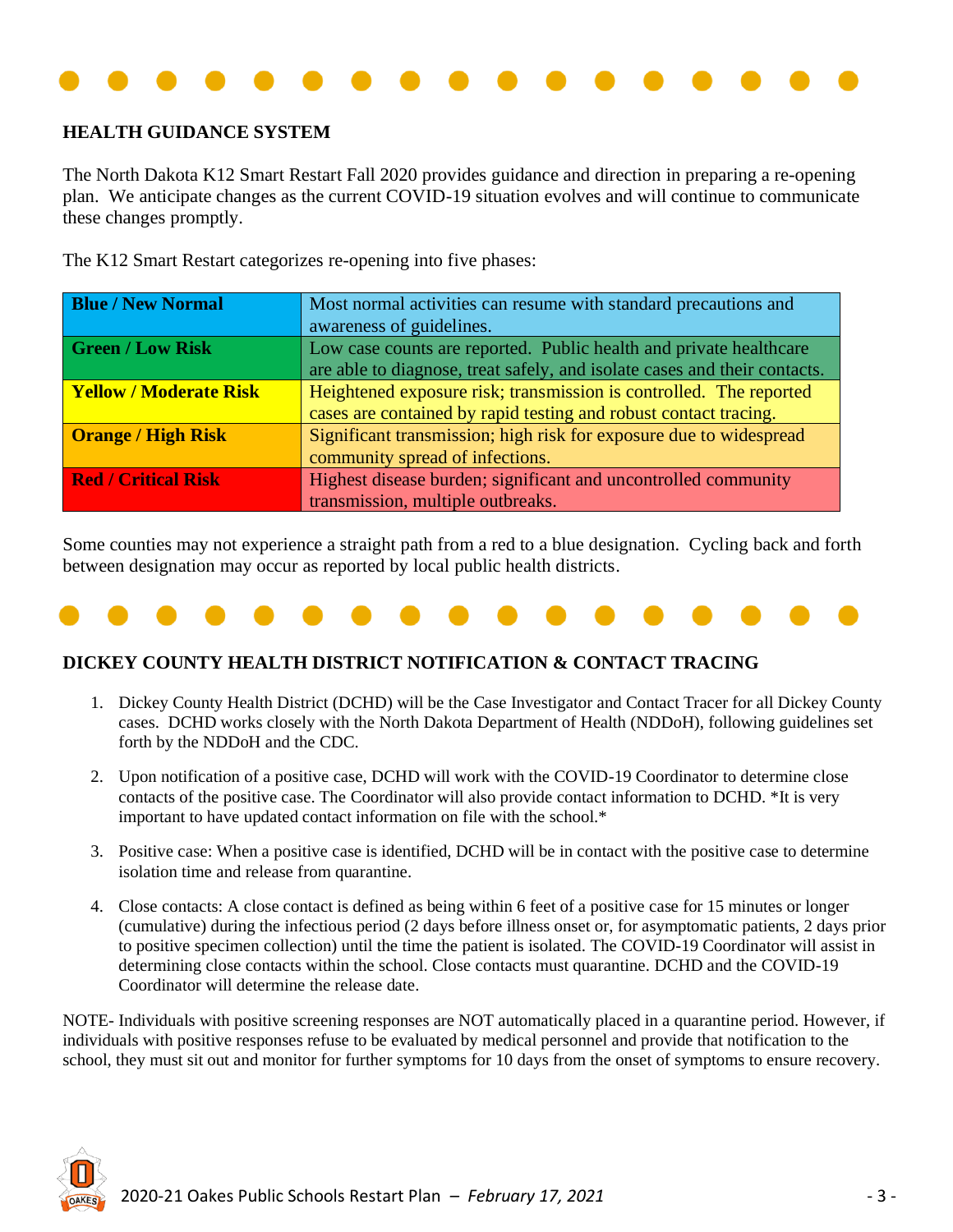## HEALTH GUIDANCE SYSTEM

The North Dakota K12 Smart Restart Fall 2020 provides guidance and direction in preparing a re-opening plan. We anticipate changes as the current COVID-19 situation evolves and will continue to communicate these changes promptly.

The K12 Smart Restart categorizes re-opening into five phases:

| Phase | Description |
|---|---|
| **Blue / New Normal** | Most normal activities can resume with standard precautions and awareness of guidelines. |
| **Green / Low Risk** | Low case counts are reported. Public health and private healthcare are able to diagnose, treat safely, and isolate cases and their contacts. |
| **Yellow / Moderate Risk** | Heightened exposure risk; transmission is controlled. The reported cases are contained by rapid testing and robust contact tracing. |
| **Orange / High Risk** | Significant transmission; high risk for exposure due to widespread community spread of infections. |
| **Red / Critical Risk** | Highest disease burden; significant and uncontrolled community transmission, multiple outbreaks. |

Some counties may not experience a straight path from a red to a blue designation. Cycling back and forth between designation may occur as reported by local public health districts.

## DICKEY COUNTY HEALTH DISTRICT NOTIFICATION & CONTACT TRACING

1. Dickey County Health District (DCHD) will be the Case Investigator and Contact Tracer for all Dickey County cases. DCHD works closely with the North Dakota Department of Health (NDDoH), following guidelines set forth by the NDDoH and the CDC.
2. Upon notification of a positive case, DCHD will work with the COVID-19 Coordinator to determine close contacts of the positive case. The Coordinator will also provide contact information to DCHD. *It is very important to have updated contact information on file with the school.*
3. Positive case: When a positive case is identified, DCHD will be in contact with the positive case to determine isolation time and release from quarantine.
4. Close contacts: A close contact is defined as being within 6 feet of a positive case for 15 minutes or longer (cumulative) during the infectious period (2 days before illness onset or, for asymptomatic patients, 2 days prior to positive specimen collection) until the time the patient is isolated. The COVID-19 Coordinator will assist in determining close contacts within the school. Close contacts must quarantine. DCHD and the COVID-19 Coordinator will determine the release date.

NOTE- Individuals with positive screening responses are NOT automatically placed in a quarantine period. However, if individuals with positive responses refuse to be evaluated by medical personnel and provide that notification to the school, they must sit out and monitor for further symptoms for 10 days from the onset of symptoms to ensure recovery.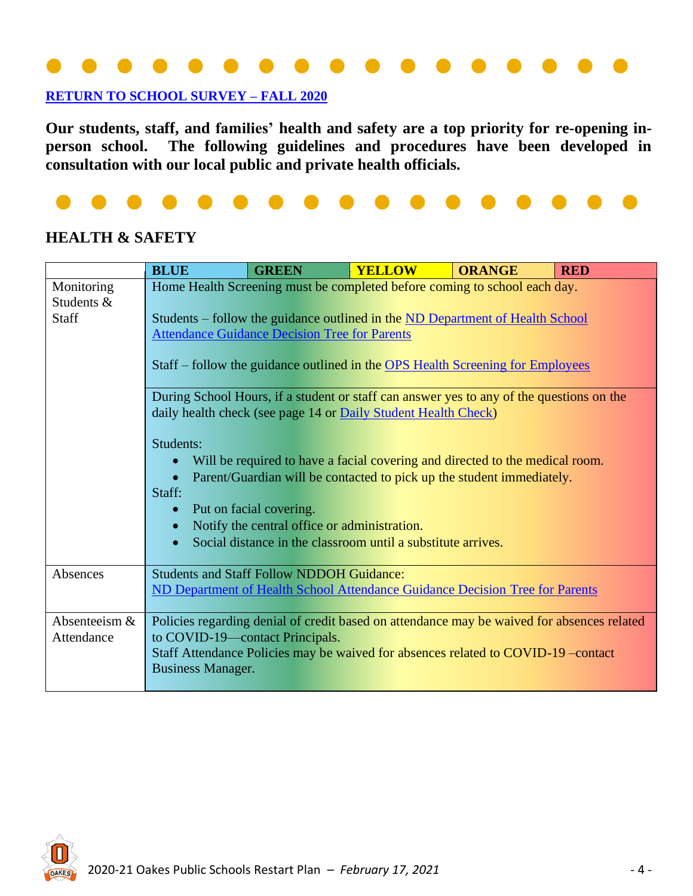**RETURN TO SCHOOL SURVEY – FALL 2020**

**Our students, staff, and families' health and safety are a top priority for re-opening in-person school. The following guidelines and procedures have been developed in consultation with our local public and private health officials.**

## HEALTH & SAFETY

| | BLUE | GREEN | YELLOW | ORANGE | RED |
|---|---|---|---|---|---|
| Monitoring Students & Staff | Home Health Screening must be completed before coming to school each day.<br><br>Students – follow the guidance outlined in the ND Department of Health School Attendance Guidance Decision Tree for Parents<br><br>Staff – follow the guidance outlined in the OPS Health Screening for Employees | | | | |
| | During School Hours, if a student or staff can answer yes to any of the questions on the daily health check (see page 14 or Daily Student Health Check)<br><br>Students:<br>• Will be required to have a facial covering and directed to the medical room.<br>• Parent/Guardian will be contacted to pick up the student immediately.<br>Staff:<br>• Put on facial covering.<br>• Notify the central office or administration.<br>• Social distance in the classroom until a substitute arrives. | | | | |
| Absences | Students and Staff Follow NDDOH Guidance:<br>ND Department of Health School Attendance Guidance Decision Tree for Parents | | | | |
| Absenteeism & Attendance | Policies regarding denial of credit based on attendance may be waived for absences related to COVID-19—contact Principals.<br>Staff Attendance Policies may be waived for absences related to COVID-19 –contact Business Manager. | | | | |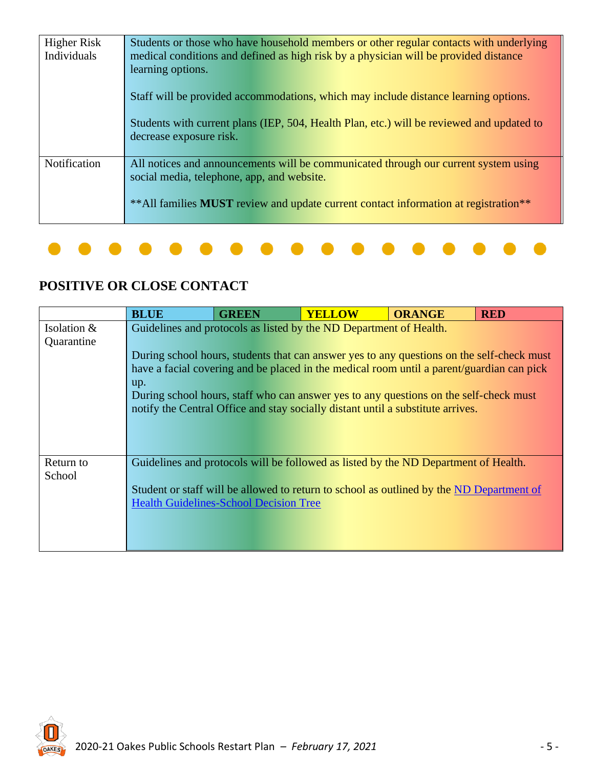| | |
|---|---|
| Higher Risk Individuals | Students or those who have household members or other regular contacts with underlying medical conditions and defined as high risk by a physician will be provided distance learning options.<br><br>Staff will be provided accommodations, which may include distance learning options.<br><br>Students with current plans (IEP, 504, Health Plan, etc.) will be reviewed and updated to decrease exposure risk. |
| Notification | All notices and announcements will be communicated through our current system using social media, telephone, app, and website.<br><br>**All families **MUST** review and update current contact information at registration** |

## POSITIVE OR CLOSE CONTACT

| | BLUE | GREEN | YELLOW | ORANGE | RED |
|---|---|---|---|---|---|
| Isolation & Quarantine | Guidelines and protocols as listed by the ND Department of Health.<br><br>During school hours, students that can answer yes to any questions on the self-check must have a facial covering and be placed in the medical room until a parent/guardian can pick up.<br>During school hours, staff who can answer yes to any questions on the self-check must notify the Central Office and stay socially distant until a substitute arrives. | | | | |
| Return to School | Guidelines and protocols will be followed as listed by the ND Department of Health.<br><br>Student or staff will be allowed to return to school as outlined by the ND Department of Health Guidelines-School Decision Tree | | | | |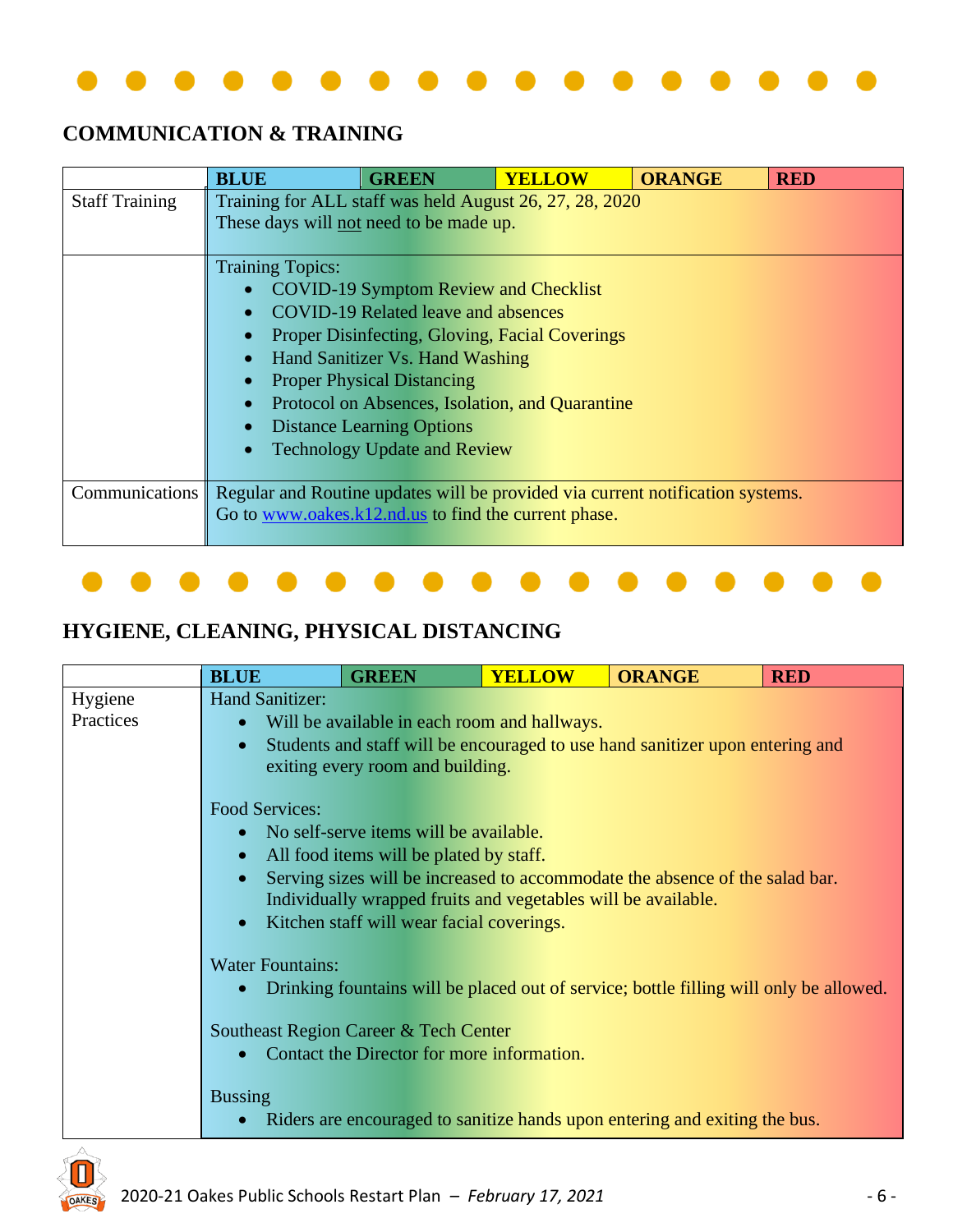## COMMUNICATION & TRAINING

| | BLUE | GREEN | YELLOW | ORANGE | RED |
|---|---|---|---|---|---|
| Staff Training | Training for ALL staff was held August 26, 27, 28, 2020<br>These days will <u>not</u> need to be made up. | | | | |
| | Training Topics:<br>• COVID-19 Symptom Review and Checklist<br>• COVID-19 Related leave and absences<br>• Proper Disinfecting, Gloving, Facial Coverings<br>• Hand Sanitizer Vs. Hand Washing<br>• Proper Physical Distancing<br>• Protocol on Absences, Isolation, and Quarantine<br>• Distance Learning Options<br>• Technology Update and Review | | | | |
| Communications | Regular and Routine updates will be provided via current notification systems.<br>Go to [www.oakes.k12.nd.us](http://www.oakes.k12.nd.us) to find the current phase. | | | | |

## HYGIENE, CLEANING, PHYSICAL DISTANCING

| | BLUE | GREEN | YELLOW | ORANGE | RED |
|---|---|---|---|---|---|
| Hygiene Practices | Hand Sanitizer:<br>• Will be available in each room and hallways.<br>• Students and staff will be encouraged to use hand sanitizer upon entering and exiting every room and building.<br><br>Food Services:<br>• No self-serve items will be available.<br>• All food items will be plated by staff.<br>• Serving sizes will be increased to accommodate the absence of the salad bar. Individually wrapped fruits and vegetables will be available.<br>• Kitchen staff will wear facial coverings.<br><br>Water Fountains:<br>• Drinking fountains will be placed out of service; bottle filling will only be allowed.<br><br>Southeast Region Career & Tech Center<br>• Contact the Director for more information.<br><br>Bussing<br>• Riders are encouraged to sanitize hands upon entering and exiting the bus. | | | | |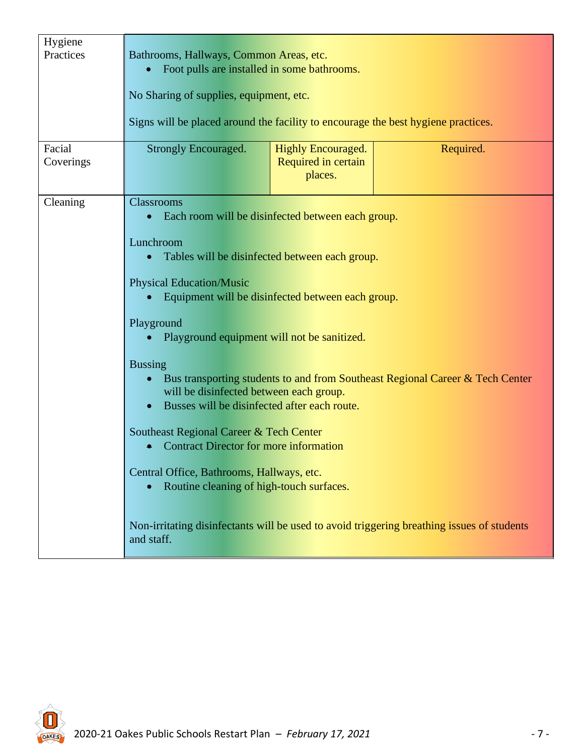| | | | |
|---|---|---|---|
| Hygiene Practices | Bathrooms, Hallways, Common Areas, etc.<br>• Foot pulls are installed in some bathrooms.<br><br>No Sharing of supplies, equipment, etc.<br><br>Signs will be placed around the facility to encourage the best hygiene practices. | | |
| Facial Coverings | Strongly Encouraged. | Highly Encouraged. Required in certain places. | Required. |
| Cleaning | Classrooms<br>• Each room will be disinfected between each group.<br><br>Lunchroom<br>• Tables will be disinfected between each group.<br><br>Physical Education/Music<br>• Equipment will be disinfected between each group.<br><br>Playground<br>• Playground equipment will not be sanitized.<br><br>Bussing<br>• Bus transporting students to and from Southeast Regional Career & Tech Center will be disinfected between each group.<br>• Busses will be disinfected after each route.<br><br>Southeast Regional Career & Tech Center<br>• Contract Director for more information<br><br>Central Office, Bathrooms, Hallways, etc.<br>• Routine cleaning of high-touch surfaces.<br><br>Non-irritating disinfectants will be used to avoid triggering breathing issues of students and staff. | | |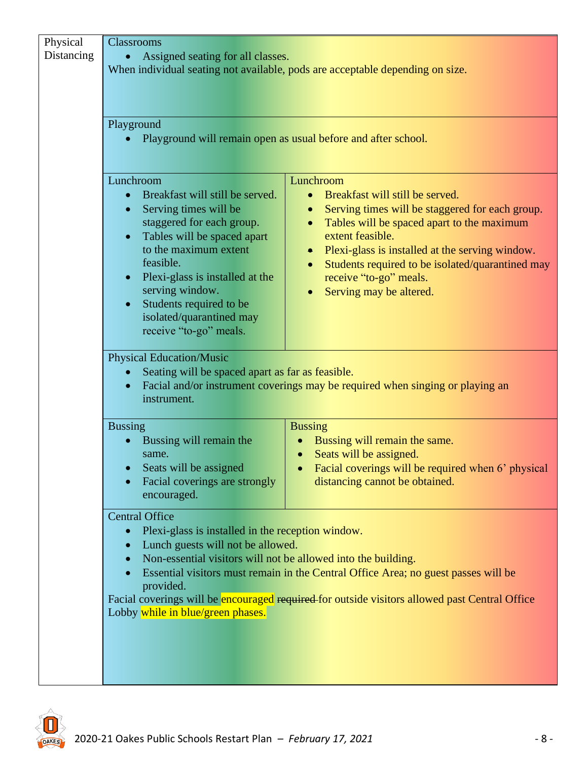| Physical Distancing | | |
|---|---|---|
| | Classrooms<br>• Assigned seating for all classes.<br>When individual seating not available, pods are acceptable depending on size. | |
| | Playground<br>• Playground will remain open as usual before and after school. | |
| | Lunchroom<br>• Breakfast will still be served.<br>• Serving times will be staggered for each group.<br>• Tables will be spaced apart to the maximum extent feasible.<br>• Plexi-glass is installed at the serving window.<br>• Students required to be isolated/quarantined may receive "to-go" meals. | Lunchroom<br>• Breakfast will still be served.<br>• Serving times will be staggered for each group.<br>• Tables will be spaced apart to the maximum extent feasible.<br>• Plexi-glass is installed at the serving window.<br>• Students required to be isolated/quarantined may receive "to-go" meals.<br>• Serving may be altered. |
| | Physical Education/Music<br>• Seating will be spaced apart as far as feasible.<br>• Facial and/or instrument coverings may be required when singing or playing an instrument. | |
| | Bussing<br>• Bussing will remain the same.<br>• Seats will be assigned<br>• Facial coverings are strongly encouraged. | Bussing<br>• Bussing will remain the same.<br>• Seats will be assigned.<br>• Facial coverings will be required when 6' physical distancing cannot be obtained. |
| | Central Office<br>• Plexi-glass is installed in the reception window.<br>• Lunch guests will not be allowed.<br>• Non-essential visitors will not be allowed into the building.<br>• Essential visitors must remain in the Central Office Area; no guest passes will be provided.<br>Facial coverings will be encouraged ~~required~~ for outside visitors allowed past Central Office Lobby while in blue/green phases. | |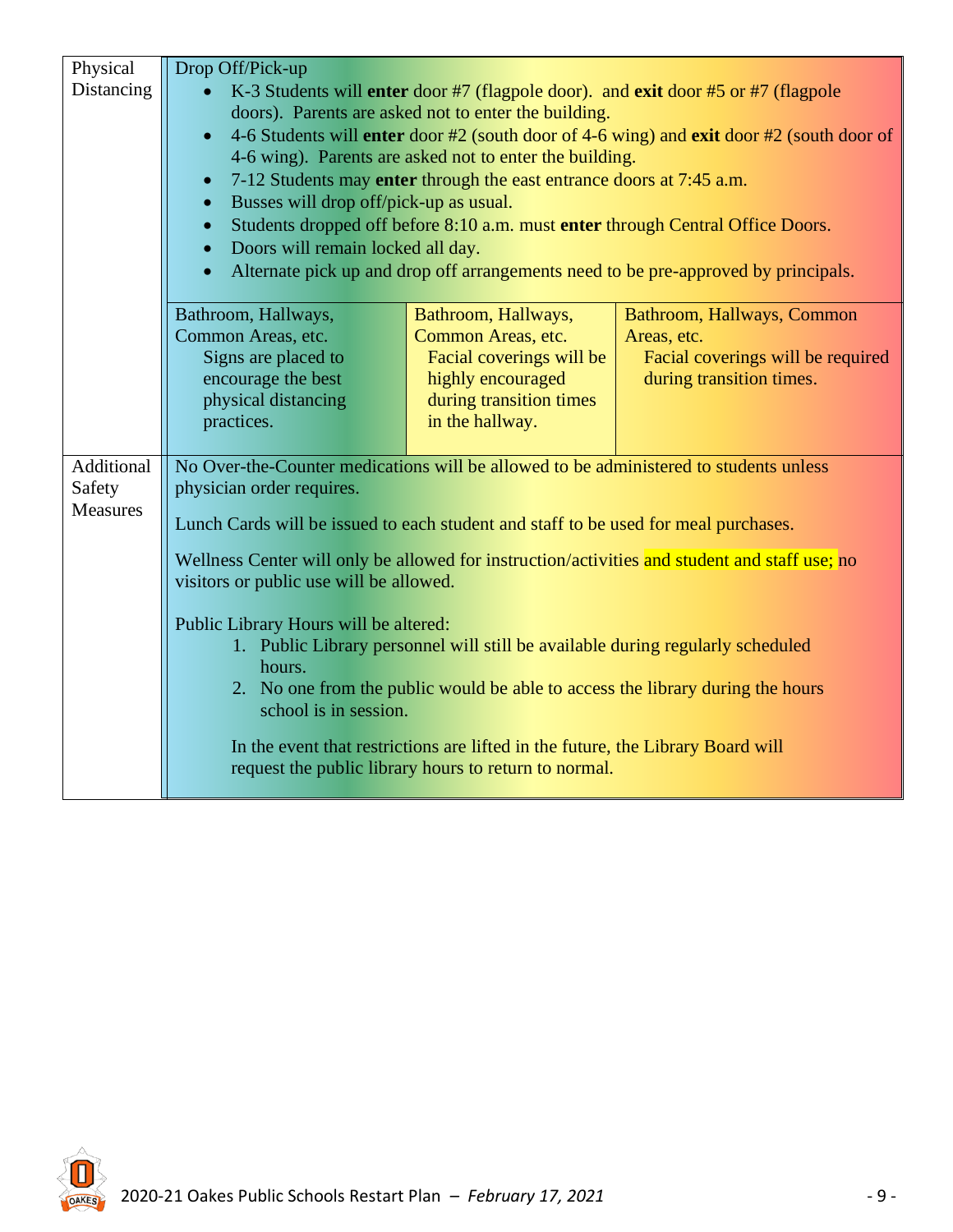<table>
<tr>
<td rowspan="2">Physical Distancing</td>
<td colspan="3">Drop Off/Pick-up<br>
<ul>
<li>K-3 Students will <b>enter</b> door #7 (flagpole door). and <b>exit</b> door #5 or #7 (flagpole doors). Parents are asked not to enter the building.</li>
<li>4-6 Students will <b>enter</b> door #2 (south door of 4-6 wing) and <b>exit</b> door #2 (south door of 4-6 wing). Parents are asked not to enter the building.</li>
<li>7-12 Students may <b>enter</b> through the east entrance doors at 7:45 a.m.</li>
<li>Busses will drop off/pick-up as usual.</li>
<li>Students dropped off before 8:10 a.m. must <b>enter</b> through Central Office Doors.</li>
<li>Doors will remain locked all day.</li>
<li>Alternate pick up and drop off arrangements need to be pre-approved by principals.</li>
</ul>
</td>
</tr>
<tr>
<td>Bathroom, Hallways, Common Areas, etc.<br>Signs are placed to encourage the best physical distancing practices.</td>
<td>Bathroom, Hallways, Common Areas, etc.<br>Facial coverings will be highly encouraged during transition times in the hallway.</td>
<td>Bathroom, Hallways, Common Areas, etc.<br>Facial coverings will be required during transition times.</td>
</tr>
<tr>
<td>Additional Safety Measures</td>
<td colspan="3">No Over-the-Counter medications will be allowed to be administered to students unless physician order requires.<br><br>
Lunch Cards will be issued to each student and staff to be used for meal purchases.<br><br>
Wellness Center will only be allowed for instruction/activities and student and staff use; no visitors or public use will be allowed.<br><br>
Public Library Hours will be altered:
<ol>
<li>Public Library personnel will still be available during regularly scheduled hours.</li>
<li>No one from the public would be able to access the library during the hours school is in session.</li>
</ol>
In the event that restrictions are lifted in the future, the Library Board will request the public library hours to return to normal.</td>
</tr>
</table>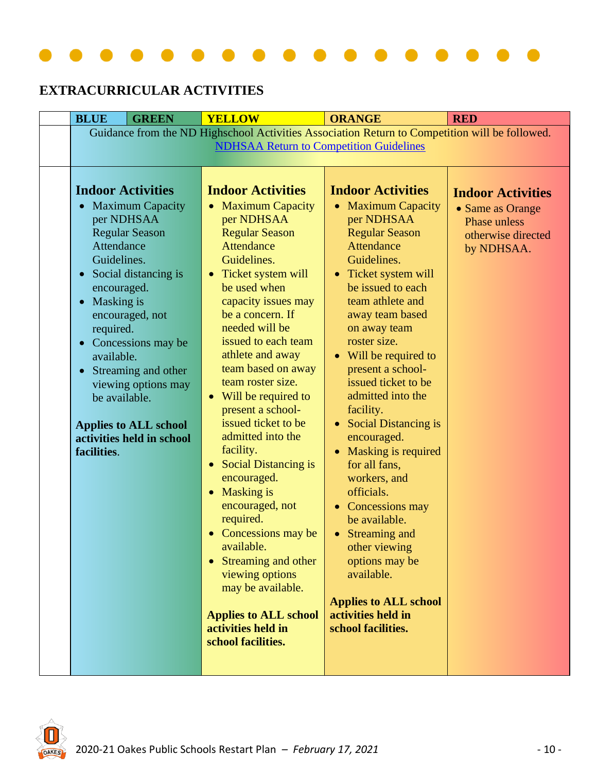## EXTRACURRICULAR ACTIVITIES

| | BLUE | GREEN | YELLOW | ORANGE | RED |
|---|---|---|---|---|---|
| | Guidance from the ND Highschool Activities Association Return to Competition will be followed. [NDHSAA Return to Competition Guidelines] | | | | |
| | **Indoor Activities** <br>• Maximum Capacity per NDHSAA Regular Season Attendance Guidelines.<br>• Social distancing is encouraged.<br>• Masking is encouraged, not required.<br>• Concessions may be available.<br>• Streaming and other viewing options may be available.<br><br>**Applies to ALL school activities held in school facilities.** | | **Indoor Activities** <br>• Maximum Capacity per NDHSAA Regular Season Attendance Guidelines.<br>• Ticket system will be used when capacity issues may be a concern. If needed will be issued to each team athlete and away team based on away team roster size.<br>• Will be required to present a school-issued ticket to be admitted into the facility.<br>• Social Distancing is encouraged.<br>• Masking is encouraged, not required.<br>• Concessions may be available.<br>• Streaming and other viewing options may be available.<br><br>**Applies to ALL school activities held in school facilities.** | **Indoor Activities** <br>• Maximum Capacity per NDHSAA Regular Season Attendance Guidelines.<br>• Ticket system will be issued to each team athlete and away team based on away team roster size.<br>• Will be required to present a school-issued ticket to be admitted into the facility.<br>• Social Distancing is encouraged.<br>• Masking is required for all fans, workers, and officials.<br>• Concessions may be available.<br>• Streaming and other viewing options may be available.<br><br>**Applies to ALL school activities held in school facilities.** | **Indoor Activities** <br>• Same as Orange Phase unless otherwise directed by NDHSAA. |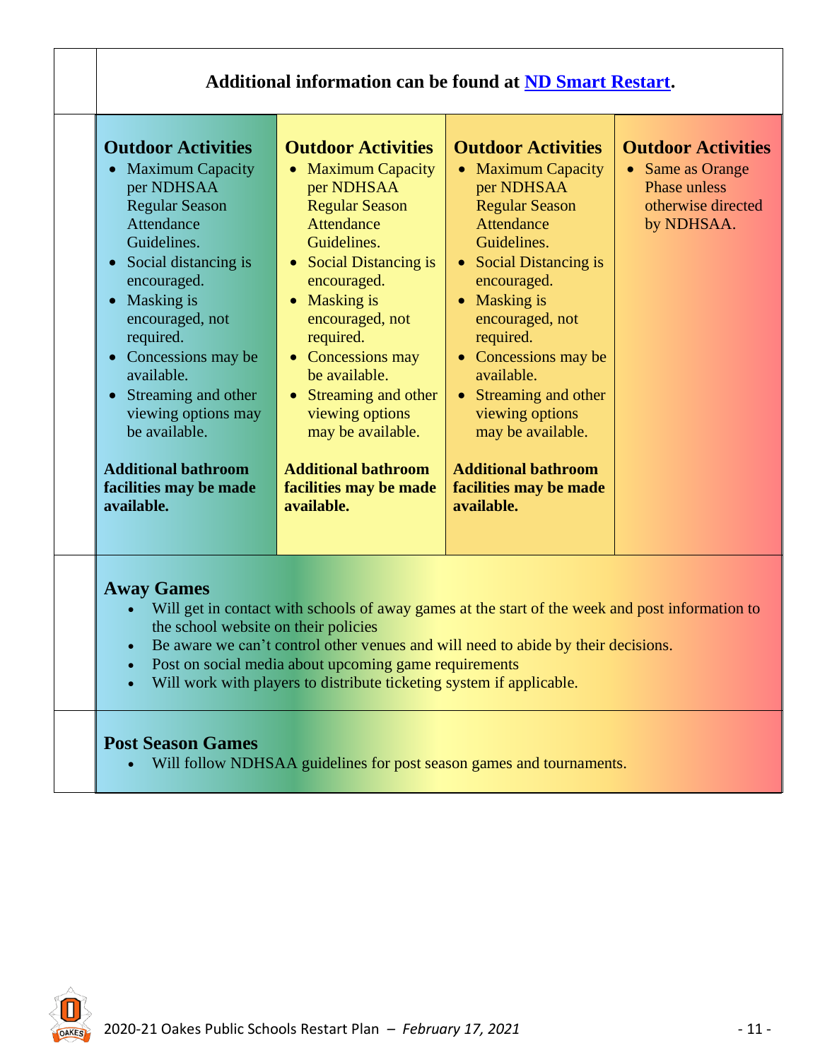**Additional information can be found at [ND Smart Restart](ND Smart Restart).**

| Outdoor Activities | Outdoor Activities | Outdoor Activities | Outdoor Activities |
|---|---|---|---|
| • Maximum Capacity per NDHSAA Regular Season Attendance Guidelines.<br>• Social distancing is encouraged.<br>• Masking is encouraged, not required.<br>• Concessions may be available.<br>• Streaming and other viewing options may be available.<br><br>**Additional bathroom facilities may be made available.** | • Maximum Capacity per NDHSAA Regular Season Attendance Guidelines.<br>• Social Distancing is encouraged.<br>• Masking is encouraged, not required.<br>• Concessions may be available.<br>• Streaming and other viewing options may be available.<br><br>**Additional bathroom facilities may be made available.** | • Maximum Capacity per NDHSAA Regular Season Attendance Guidelines.<br>• Social Distancing is encouraged.<br>• Masking is encouraged, not required.<br>• Concessions may be available.<br>• Streaming and other viewing options may be available.<br><br>**Additional bathroom facilities may be made available.** | • Same as Orange Phase unless otherwise directed by NDHSAA. |

**Away Games**

- Will get in contact with schools of away games at the start of the week and post information to the school website on their policies
- Be aware we can't control other venues and will need to abide by their decisions.
- Post on social media about upcoming game requirements
- Will work with players to distribute ticketing system if applicable.

**Post Season Games**

- Will follow NDHSAA guidelines for post season games and tournaments.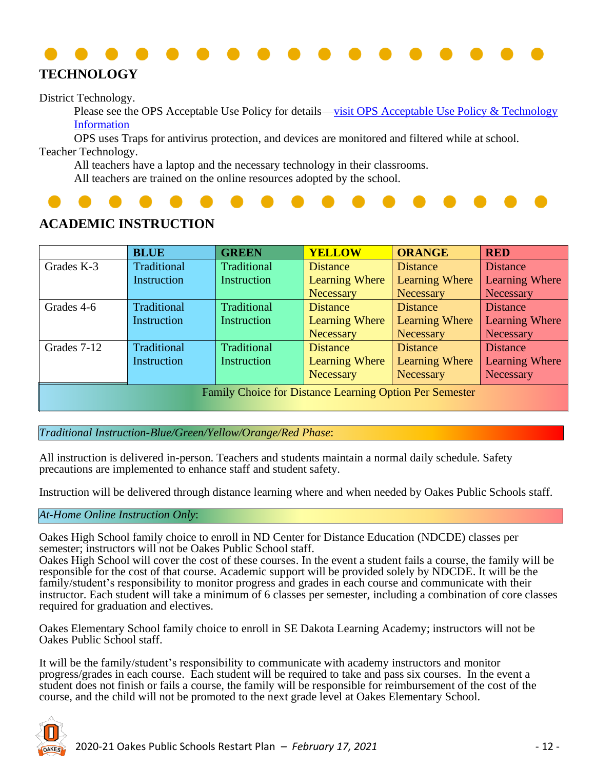## TECHNOLOGY

District Technology.

Please see the OPS Acceptable Use Policy for details—visit OPS Acceptable Use Policy & Technology Information

OPS uses Traps for antivirus protection, and devices are monitored and filtered while at school.

Teacher Technology.

All teachers have a laptop and the necessary technology in their classrooms.

All teachers are trained on the online resources adopted by the school.

## ACADEMIC INSTRUCTION

| | **BLUE** | **GREEN** | **YELLOW** | **ORANGE** | **RED** |
|---|---|---|---|---|---|
| Grades K-3 | Traditional Instruction | Traditional Instruction | Distance Learning Where Necessary | Distance Learning Where Necessary | Distance Learning Where Necessary |
| Grades 4-6 | Traditional Instruction | Traditional Instruction | Distance Learning Where Necessary | Distance Learning Where Necessary | Distance Learning Where Necessary |
| Grades 7-12 | Traditional Instruction | Traditional Instruction | Distance Learning Where Necessary | Distance Learning Where Necessary | Distance Learning Where Necessary |
| Family Choice for Distance Learning Option Per Semester | | | | | |

*Traditional Instruction-Blue/Green/Yellow/Orange/Red Phase*:

All instruction is delivered in-person. Teachers and students maintain a normal daily schedule. Safety precautions are implemented to enhance staff and student safety.

Instruction will be delivered through distance learning where and when needed by Oakes Public Schools staff.

*At-Home Online Instruction Only*:

Oakes High School family choice to enroll in ND Center for Distance Education (NDCDE) classes per semester; instructors will not be Oakes Public School staff.
Oakes High School will cover the cost of these courses. In the event a student fails a course, the family will be responsible for the cost of that course. Academic support will be provided solely by NDCDE. It will be the family/student's responsibility to monitor progress and grades in each course and communicate with their instructor. Each student will take a minimum of 6 classes per semester, including a combination of core classes required for graduation and electives.

Oakes Elementary School family choice to enroll in SE Dakota Learning Academy; instructors will not be Oakes Public School staff.

It will be the family/student's responsibility to communicate with academy instructors and monitor progress/grades in each course. Each student will be required to take and pass six courses. In the event a student does not finish or fails a course, the family will be responsible for reimbursement of the cost of the course, and the child will not be promoted to the next grade level at Oakes Elementary School.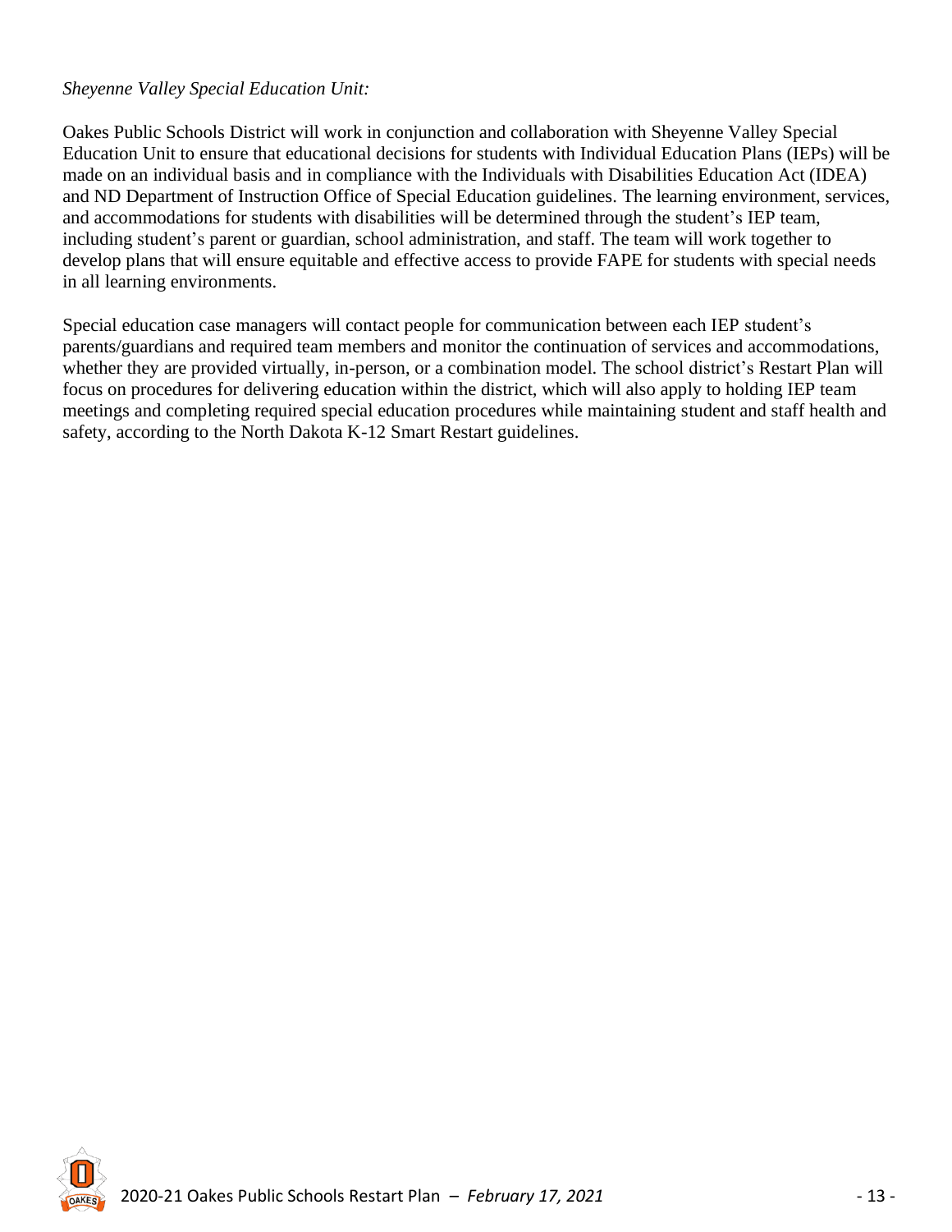*Sheyenne Valley Special Education Unit:*

Oakes Public Schools District will work in conjunction and collaboration with Sheyenne Valley Special Education Unit to ensure that educational decisions for students with Individual Education Plans (IEPs) will be made on an individual basis and in compliance with the Individuals with Disabilities Education Act (IDEA) and ND Department of Instruction Office of Special Education guidelines. The learning environment, services, and accommodations for students with disabilities will be determined through the student's IEP team, including student's parent or guardian, school administration, and staff. The team will work together to develop plans that will ensure equitable and effective access to provide FAPE for students with special needs in all learning environments.

Special education case managers will contact people for communication between each IEP student's parents/guardians and required team members and monitor the continuation of services and accommodations, whether they are provided virtually, in-person, or a combination model. The school district's Restart Plan will focus on procedures for delivering education within the district, which will also apply to holding IEP team meetings and completing required special education procedures while maintaining student and staff health and safety, according to the North Dakota K-12 Smart Restart guidelines.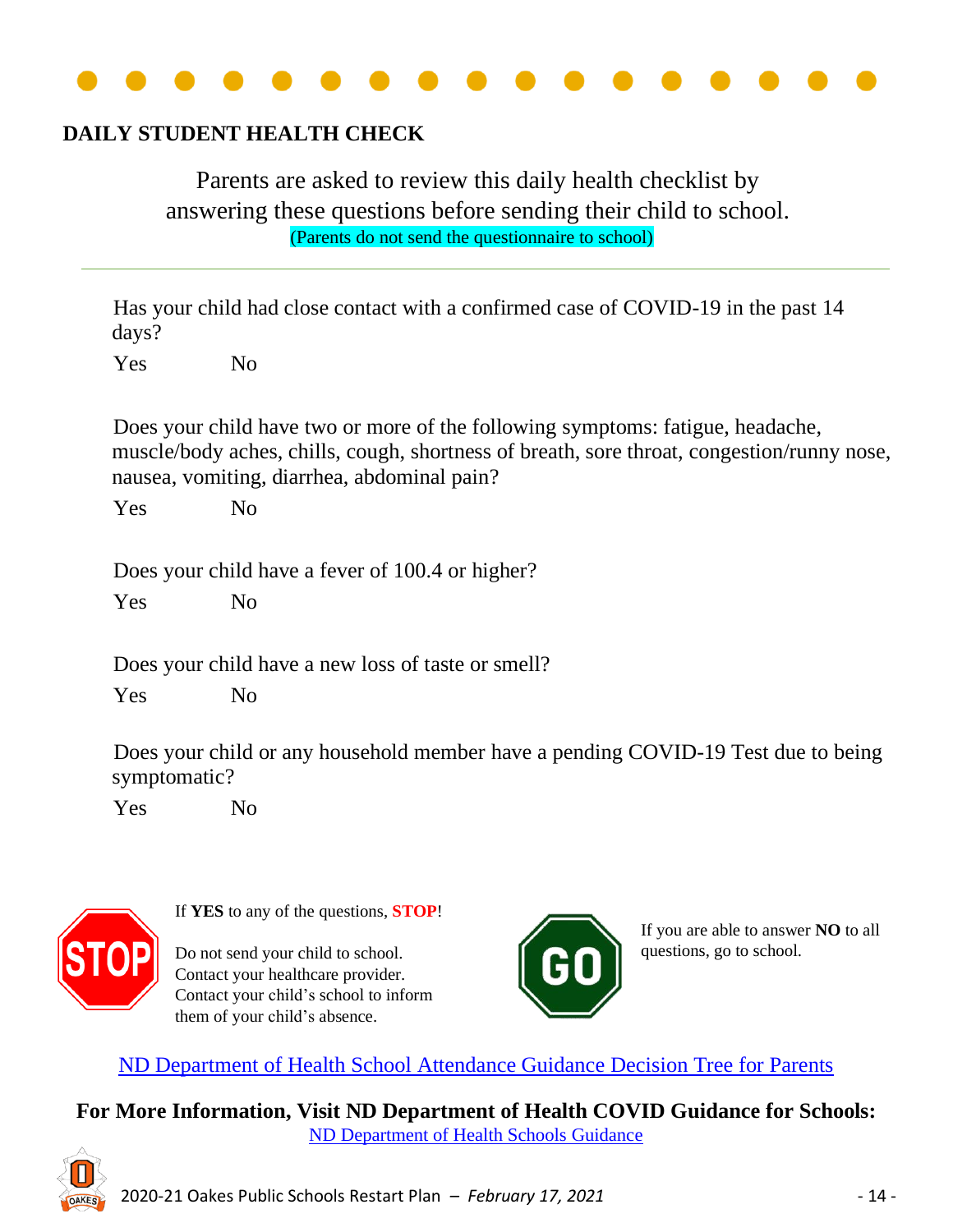## DAILY STUDENT HEALTH CHECK

Parents are asked to review this daily health checklist by answering these questions before sending their child to school.
(Parents do not send the questionnaire to school)

---

Has your child had close contact with a confirmed case of COVID-19 in the past 14 days?

Yes No

Does your child have two or more of the following symptoms: fatigue, headache, muscle/body aches, chills, cough, shortness of breath, sore throat, congestion/runny nose, nausea, vomiting, diarrhea, abdominal pain?

Yes No

Does your child have a fever of 100.4 or higher?

Yes No

Does your child have a new loss of taste or smell?

Yes No

Does your child or any household member have a pending COVID-19 Test due to being symptomatic?

Yes No

STOP

If **YES** to any of the questions, **STOP**!

Do not send your child to school.
Contact your healthcare provider.
Contact your child's school to inform them of your child's absence.

GO

If you are able to answer **NO** to all questions, go to school.

ND Department of Health School Attendance Guidance Decision Tree for Parents

**For More Information, Visit ND Department of Health COVID Guidance for Schools:**
ND Department of Health Schools Guidance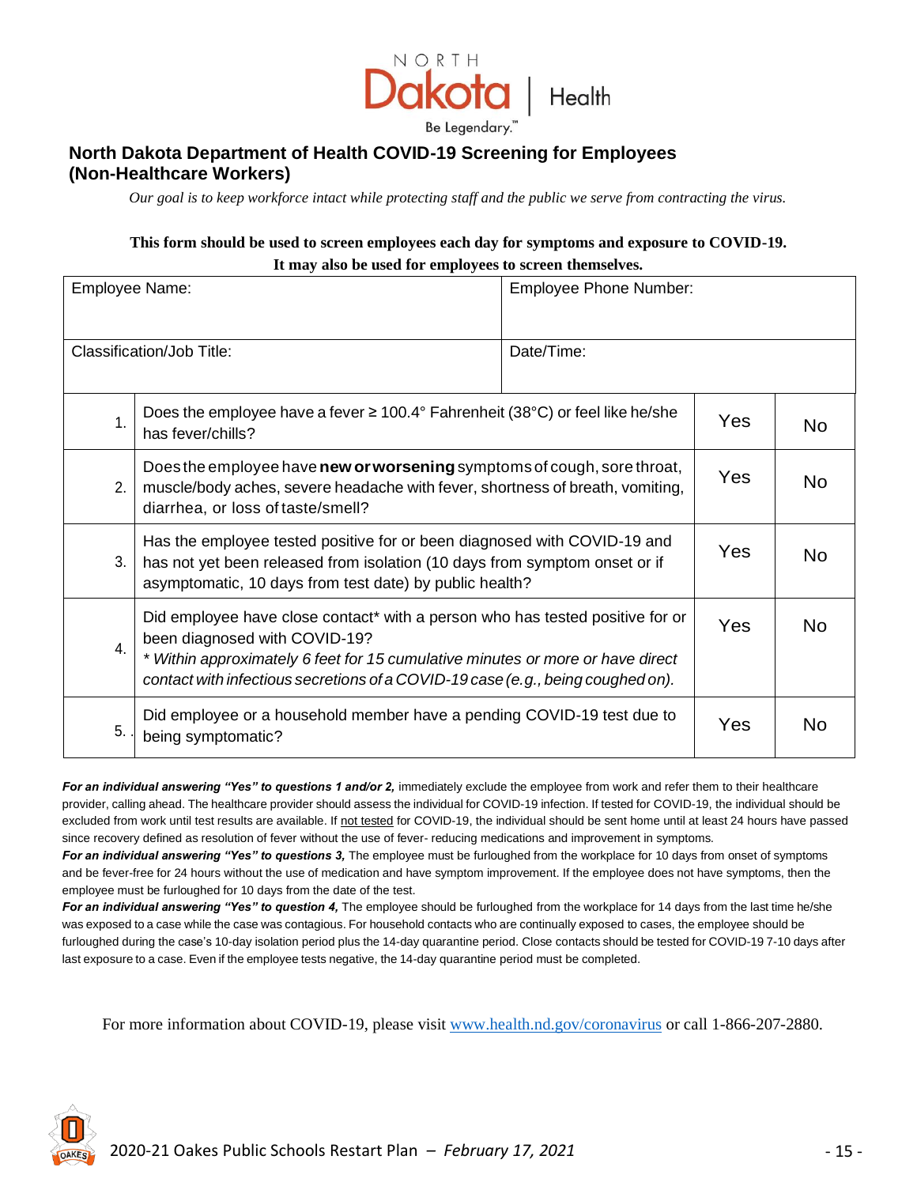NORTH Dakota | Health

Be Legendary.™

## North Dakota Department of Health COVID-19 Screening for Employees (Non-Healthcare Workers)

*Our goal is to keep workforce intact while protecting staff and the public we serve from contracting the virus.*

**This form should be used to screen employees each day for symptoms and exposure to COVID-19. It may also be used for employees to screen themselves.**

| | |
|---|---|
| Employee Name: | Employee Phone Number: |
| Classification/Job Title: | Date/Time: |

| | | | |
|---|---|---|---|
| 1. | Does the employee have a fever ≥ 100.4° Fahrenheit (38°C) or feel like he/she has fever/chills? | Yes | No |
| 2. | Does the employee have **new or worsening** symptoms of cough, sore throat, muscle/body aches, severe headache with fever, shortness of breath, vomiting, diarrhea, or loss of taste/smell? | Yes | No |
| 3. | Has the employee tested positive for or been diagnosed with COVID-19 and has not yet been released from isolation (10 days from symptom onset or if asymptomatic, 10 days from test date) by public health? | Yes | No |
| 4. | Did employee have close contact* with a person who has tested positive for or been diagnosed with COVID-19?<br>*\* Within approximately 6 feet for 15 cumulative minutes or more or have direct contact with infectious secretions of a COVID-19 case (e.g., being coughed on).* | Yes | No |
| 5. | Did employee or a household member have a pending COVID-19 test due to being symptomatic? | Yes | No |

***For an individual answering "Yes" to questions 1 and/or 2,*** immediately exclude the employee from work and refer them to their healthcare provider, calling ahead. The healthcare provider should assess the individual for COVID-19 infection. If tested for COVID-19, the individual should be excluded from work until test results are available. If not tested for COVID-19, the individual should be sent home until at least 24 hours have passed since recovery defined as resolution of fever without the use of fever- reducing medications and improvement in symptoms.

***For an individual answering "Yes" to questions 3,*** The employee must be furloughed from the workplace for 10 days from onset of symptoms and be fever-free for 24 hours without the use of medication and have symptom improvement. If the employee does not have symptoms, then the employee must be furloughed for 10 days from the date of the test.

***For an individual answering "Yes" to question 4,*** The employee should be furloughed from the workplace for 14 days from the last time he/she was exposed to a case while the case was contagious. For household contacts who are continually exposed to cases, the employee should be furloughed during the case's 10-day isolation period plus the 14-day quarantine period. Close contacts should be tested for COVID-19 7-10 days after last exposure to a case. Even if the employee tests negative, the 14-day quarantine period must be completed.

For more information about COVID-19, please visit www.health.nd.gov/coronavirus or call 1-866-207-2880.